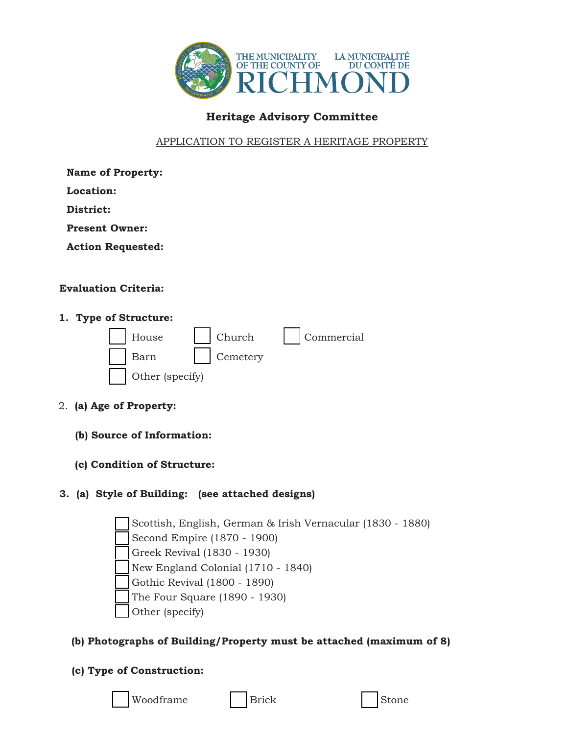THE MUNICIPALITY OF THE COUNTY OF RICHMOND
LA MUNICIPALITÉ DU COMTÉ DE RICHMOND

## Heritage Advisory Committee

APPLICATION TO REGISTER A HERITAGE PROPERTY

**Name of Property:**

**Location:**

**District:**

**Present Owner:**

**Action Requested:**

**Evaluation Criteria:**

**1. Type of Structure:**

- ☐ House
- ☐ Church
- ☐ Commercial
- ☐ Barn
- ☐ Cemetery
- ☐ Other (specify)

2. **(a) Age of Property:**

**(b) Source of Information:**

**(c) Condition of Structure:**

**3. (a) Style of Building: (see attached designs)**

- ☐ Scottish, English, German & Irish Vernacular (1830 - 1880)
- ☐ Second Empire (1870 - 1900)
- ☐ Greek Revival (1830 - 1930)
- ☐ New England Colonial (1710 - 1840)
- ☐ Gothic Revival (1800 - 1890)
- ☐ The Four Square (1890 - 1930)
- ☐ Other (specify)

**(b) Photographs of Building/Property must be attached (maximum of 8)**

**(c) Type of Construction:**

- ☐ Woodframe
- ☐ Brick
- ☐ Stone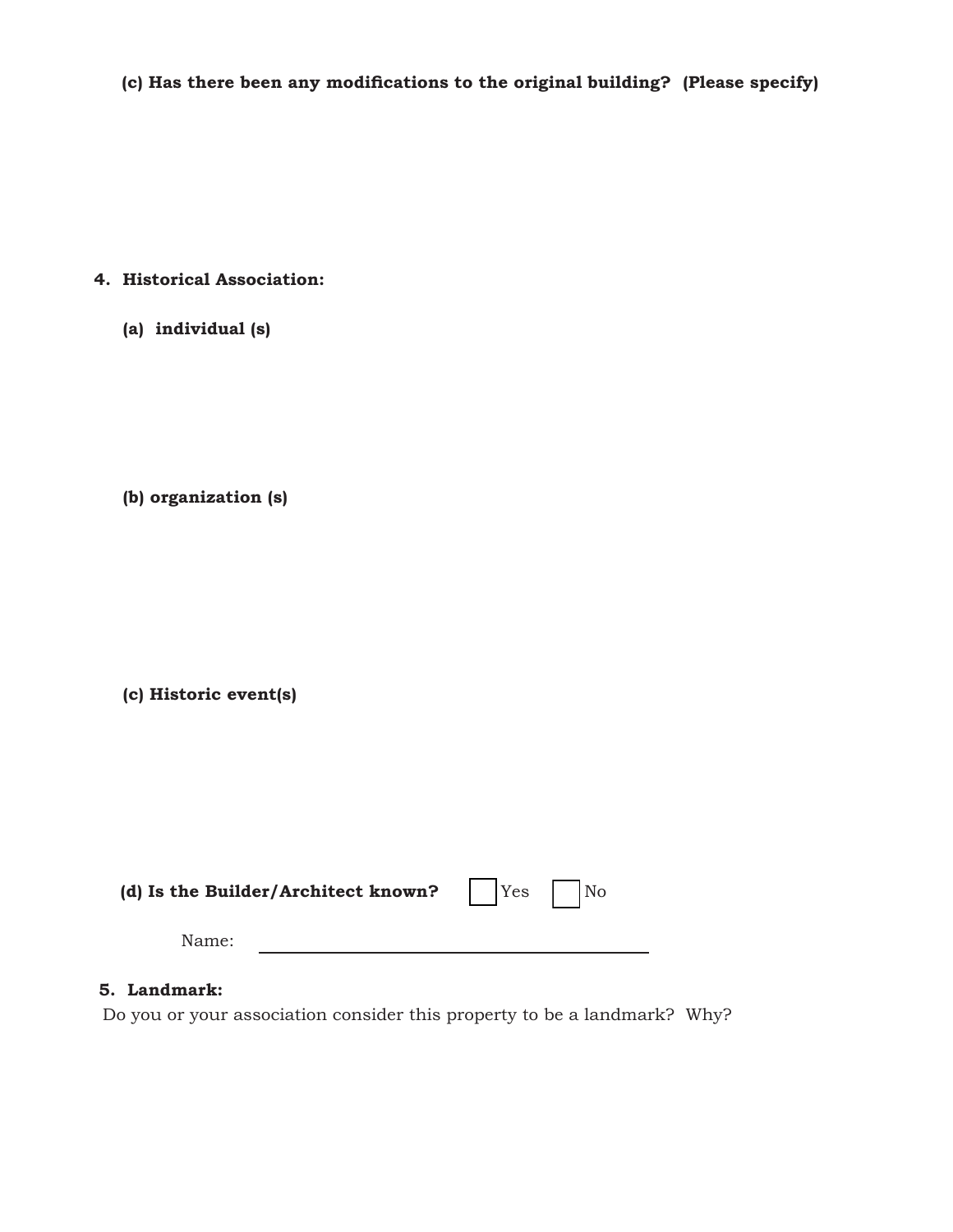**(c) Has there been any modifications to the original building? (Please specify)**

**4. Historical Association:**

**(a) individual (s)**

**(b) organization (s)**

**(c) Historic event(s)**

**(d) Is the Builder/Architect known?** ☐ Yes ☐ No

Name: ______________________________

**5. Landmark:**

Do you or your association consider this property to be a landmark? Why?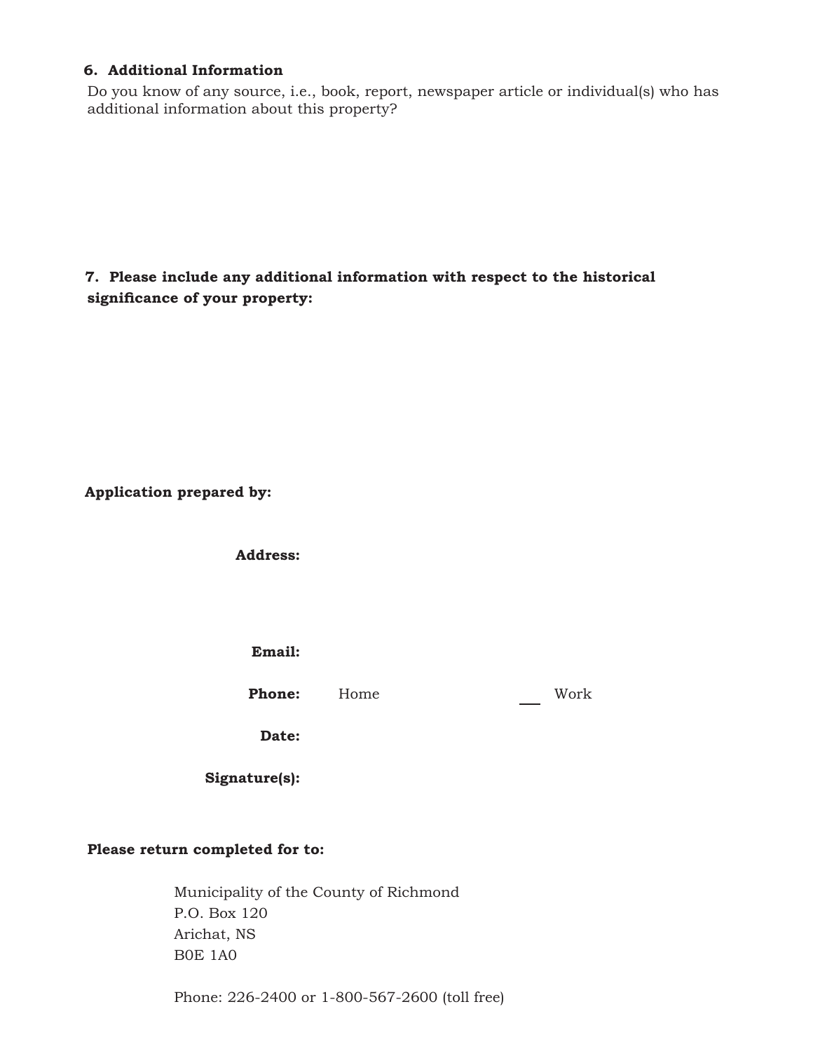**6. Additional Information**

Do you know of any source, i.e., book, report, newspaper article or individual(s) who has additional information about this property?

**7. Please include any additional information with respect to the historical significance of your property:**

**Application prepared by:**

**Address:**

**Email:**

**Phone:** Home ___ Work

**Date:**

**Signature(s):**

**Please return completed for to:**

Municipality of the County of Richmond
P.O. Box 120
Arichat, NS
B0E 1A0

Phone: 226-2400 or 1-800-567-2600 (toll free)